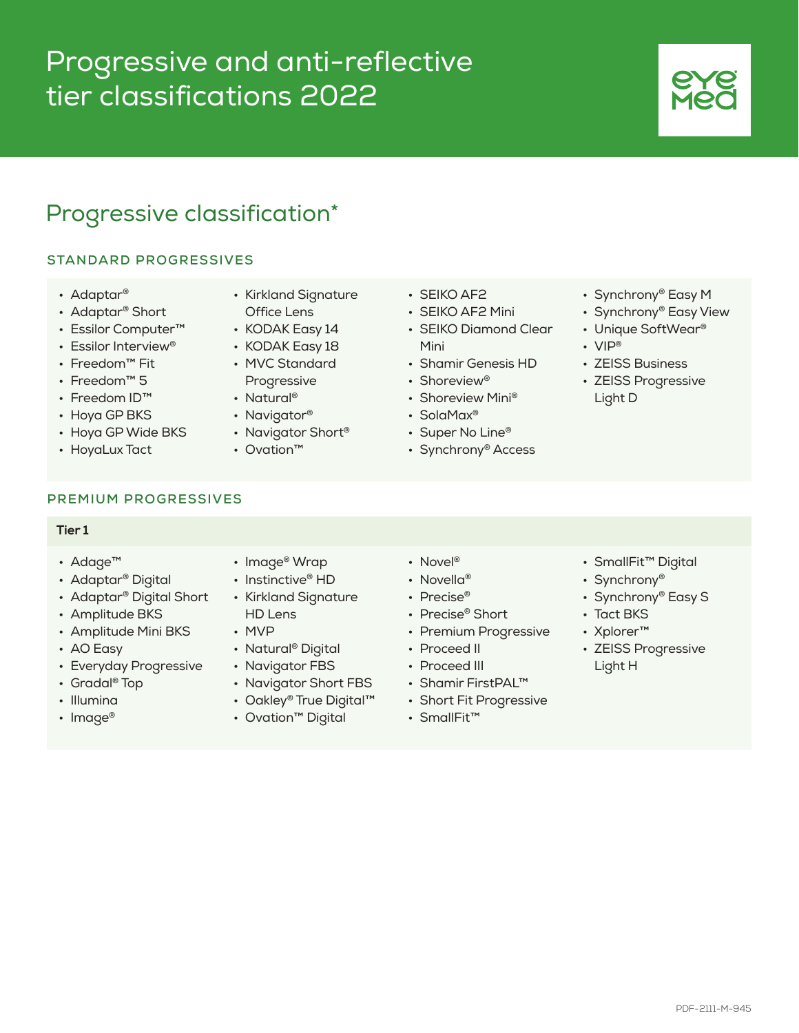# Progressive and anti-reflective tier classifications 2022

## Progressive classification*

### STANDARD PROGRESSIVES

- Adaptar®
- Adaptar® Short
- Essilor Computer™
- Essilor Interview®
- Freedom™ Fit
- Freedom™ 5
- Freedom ID™
- Hoya GP BKS
- Hoya GP Wide BKS
- HoyaLux Tact
- Kirkland Signature Office Lens
- KODAK Easy 14
- KODAK Easy 18
- MVC Standard Progressive
- Natural®
- Navigator®
- Navigator Short®
- Ovation™
- SEIKO AF2
- SEIKO AF2 Mini
- SEIKO Diamond Clear Mini
- Shamir Genesis HD
- Shoreview®
- Shoreview Mini®
- SolaMax®
- Super No Line®
- Synchrony® Access
- Synchrony® Easy M
- Synchrony® Easy View
- Unique SoftWear®
- VIP®
- ZEISS Business
- ZEISS Progressive Light D

### PREMIUM PROGRESSIVES

**Tier 1**

- Adage™
- Adaptar® Digital
- Adaptar® Digital Short
- Amplitude BKS
- Amplitude Mini BKS
- AO Easy
- Everyday Progressive
- Gradal® Top
- Illumina
- Image®
- Image® Wrap
- Instinctive® HD
- Kirkland Signature HD Lens
- MVP
- Natural® Digital
- Navigator FBS
- Navigator Short FBS
- Oakley® True Digital™
- Ovation™ Digital
- Novel®
- Novella®
- Precise®
- Precise® Short
- Premium Progressive
- Proceed II
- Proceed III
- Shamir FirstPAL™
- Short Fit Progressive
- SmallFit™
- SmallFit™ Digital
- Synchrony®
- Synchrony® Easy S
- Tact BKS
- Xplorer™
- ZEISS Progressive Light H

PDF-2111-M-945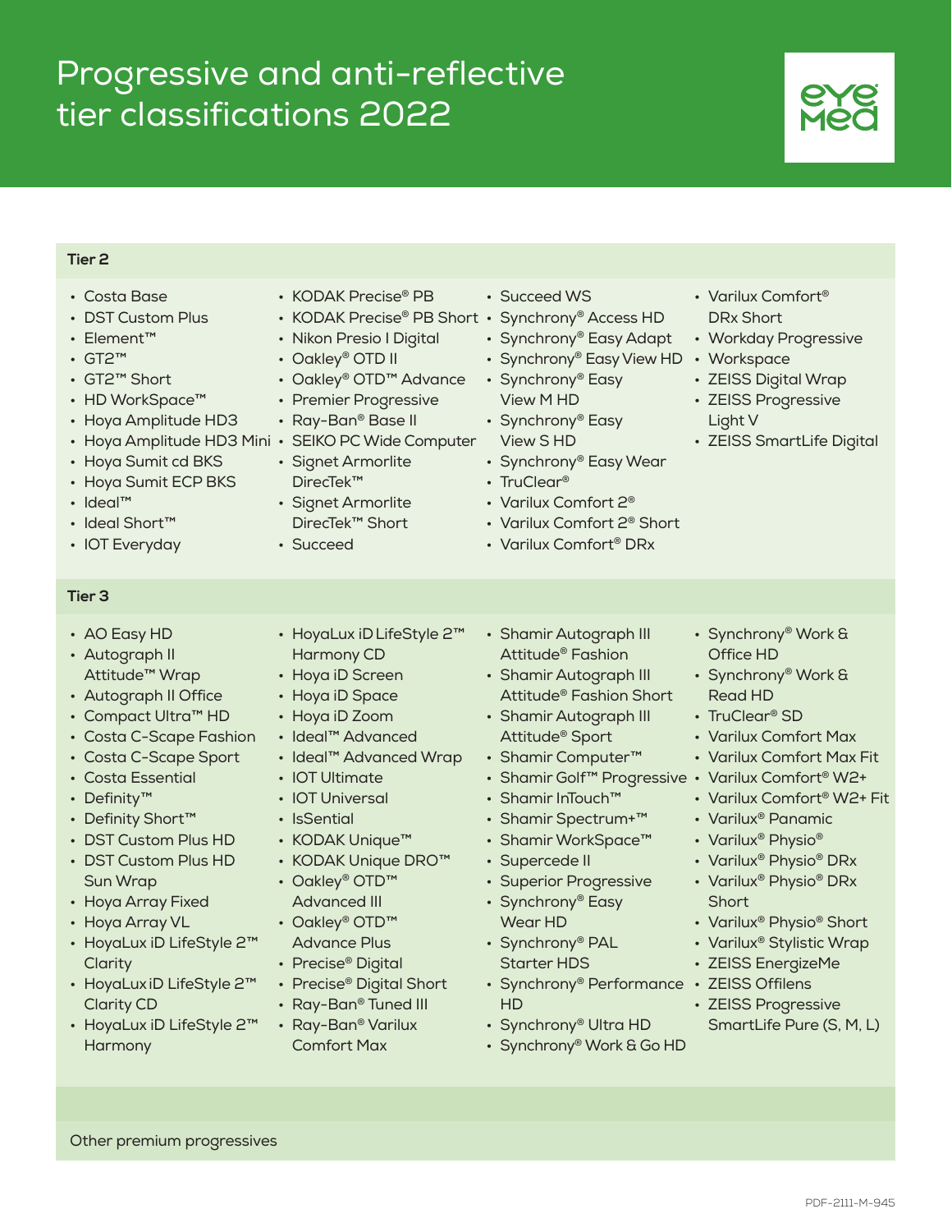# Progressive and anti-reflective tier classifications 2022

### Tier 2

- Costa Base
- DST Custom Plus
- Element™
- GT2™
- GT2™ Short
- HD WorkSpace™
- Hoya Amplitude HD3
- Hoya Amplitude HD3 Mini
- Hoya Sumit cd BKS
- Hoya Sumit ECP BKS
- Ideal™
- Ideal Short™
- IOT Everyday
- KODAK Precise® PB
- KODAK Precise® PB Short
- Nikon Presio I Digital
- Oakley® OTD II
- Oakley® OTD™ Advance
- Premier Progressive
- Ray-Ban® Base II
- SEIKO PC Wide Computer
- Signet Armorlite DirecTek™
- Signet Armorlite DirecTek™ Short
- Succeed
- Succeed WS
- Synchrony® Access HD
- Synchrony® Easy Adapt
- Synchrony® Easy View HD
- Synchrony® Easy View M HD
- Synchrony® Easy View S HD
- Synchrony® Easy Wear
- TruClear®
- Varilux Comfort 2®
- Varilux Comfort 2® Short
- Varilux Comfort® DRx
- Varilux Comfort® DRx Short
- Workday Progressive
- Workspace
- ZEISS Digital Wrap
- ZEISS Progressive Light V
- ZEISS SmartLife Digital

### Tier 3

- AO Easy HD
- Autograph II Attitude™ Wrap
- Autograph II Office
- Compact Ultra™ HD
- Costa C-Scape Fashion
- Costa C-Scape Sport
- Costa Essential
- Definity™
- Definity Short™
- DST Custom Plus HD
- DST Custom Plus HD Sun Wrap
- Hoya Array Fixed
- Hoya Array VL
- HoyaLux iD LifeStyle 2™ Clarity
- HoyaLux iD LifeStyle 2™ Clarity CD
- HoyaLux iD LifeStyle 2™ Harmony
- HoyaLux iD LifeStyle 2™ Harmony CD
- Hoya iD Screen
- Hoya iD Space
- Hoya iD Zoom
- Ideal™ Advanced
- Ideal™ Advanced Wrap
- IOT Ultimate
- IOT Universal
- IsSential
- KODAK Unique™
- KODAK Unique DRO™
- Oakley® OTD™ Advanced III
- Oakley® OTD™ Advance Plus
- Precise® Digital
- Precise® Digital Short
- Ray-Ban® Tuned III
- Ray-Ban® Varilux Comfort Max
- Shamir Autograph III Attitude® Fashion
- Shamir Autograph III Attitude® Fashion Short
- Shamir Autograph III Attitude® Sport
- Shamir Computer™
- Shamir Golf™ Progressive
- Shamir InTouch™
- Shamir Spectrum+™
- Shamir WorkSpace™
- Supercede II
- Superior Progressive
- Synchrony® Easy Wear HD
- Synchrony® PAL Starter HDS
- Synchrony® Performance HD
- Synchrony® Ultra HD
- Synchrony® Work & Go HD
- Synchrony® Work & Office HD
- Synchrony® Work & Read HD
- TruClear® SD
- Varilux Comfort Max
- Varilux Comfort Max Fit
- Varilux Comfort® W2+
- Varilux Comfort® W2+ Fit
- Varilux® Panamic
- Varilux® Physio®
- Varilux® Physio® DRx
- Varilux® Physio® DRx Short
- Varilux® Physio® Short
- Varilux® Stylistic Wrap
- ZEISS EnergizeMe
- ZEISS Offilens
- ZEISS Progressive SmartLife Pure (S, M, L)

Other premium progressives

PDF-2111-M-945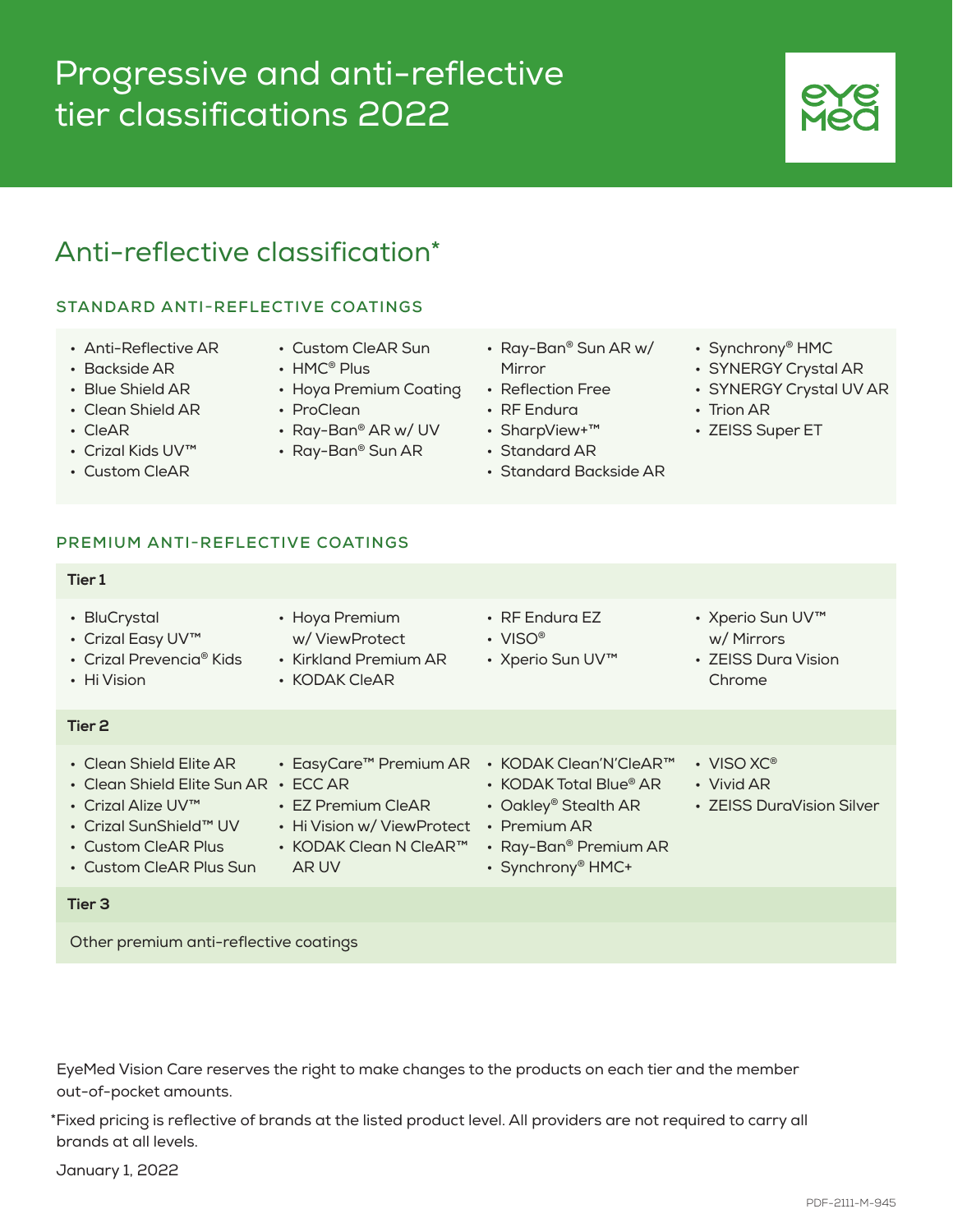# Progressive and anti-reflective tier classifications 2022

## Anti-reflective classification*

### STANDARD ANTI-REFLECTIVE COATINGS

- Anti-Reflective AR
- Backside AR
- Blue Shield AR
- Clean Shield AR
- CleAR
- Crizal Kids UV™
- Custom CleAR
- Custom CleAR Sun
- HMC® Plus
- Hoya Premium Coating
- ProClean
- Ray-Ban® AR w/ UV
- Ray-Ban® Sun AR
- Ray-Ban® Sun AR w/ Mirror
- Reflection Free
- RF Endura
- SharpView+™
- Standard AR
- Standard Backside AR
- Synchrony® HMC
- SYNERGY Crystal AR
- SYNERGY Crystal UV AR
- Trion AR
- ZEISS Super ET

### PREMIUM ANTI-REFLECTIVE COATINGS

**Tier 1**

- BluCrystal
- Crizal Easy UV™
- Crizal Prevencia® Kids
- Hi Vision
- Hoya Premium w/ ViewProtect
- Kirkland Premium AR
- KODAK CleAR
- RF Endura EZ
- VISO®
- Xperio Sun UV™
- Xperio Sun UV™ w/ Mirrors
- ZEISS Dura Vision Chrome

**Tier 2**

- Clean Shield Elite AR
- Clean Shield Elite Sun AR
- Crizal Alize UV™
- Crizal SunShield™ UV
- Custom CleAR Plus
- Custom CleAR Plus Sun
- EasyCare™ Premium AR
- ECC AR
- EZ Premium CleAR
- Hi Vision w/ ViewProtect
- KODAK Clean N CleAR™ AR UV
- KODAK Clean'N'CleAR™
- KODAK Total Blue® AR
- Oakley® Stealth AR
- Premium AR
- Ray-Ban® Premium AR
- Synchrony® HMC+
- VISO XC®
- Vivid AR
- ZEISS DuraVision Silver

**Tier 3**

Other premium anti-reflective coatings

EyeMed Vision Care reserves the right to make changes to the products on each tier and the member out-of-pocket amounts.

*Fixed pricing is reflective of brands at the listed product level. All providers are not required to carry all brands at all levels.

January 1, 2022

PDF-2111-M-945